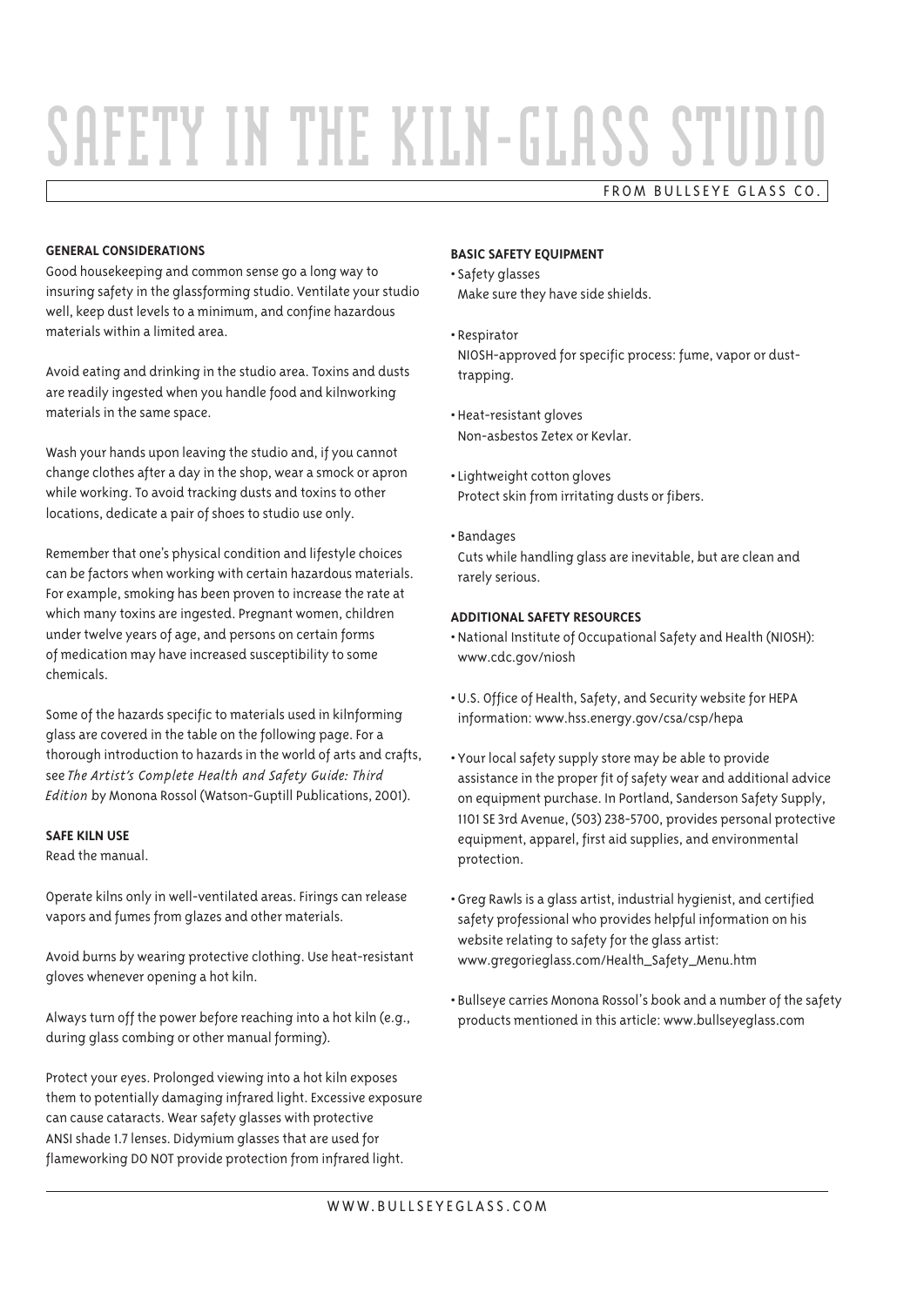# SAFETY IN THE KILN-GLASS STUDIO

FROM BULLSEYE GLASS CO.

**GENERAL CONSIDERATIONS**

Good housekeeping and common sense go a long way to insuring safety in the glassforming studio. Ventilate your studio well, keep dust levels to a minimum, and confine hazardous materials within a limited area.

Avoid eating and drinking in the studio area. Toxins and dusts are readily ingested when you handle food and kilnworking materials in the same space.

Wash your hands upon leaving the studio and, if you cannot change clothes after a day in the shop, wear a smock or apron while working. To avoid tracking dusts and toxins to other locations, dedicate a pair of shoes to studio use only.

Remember that one's physical condition and lifestyle choices can be factors when working with certain hazardous materials. For example, smoking has been proven to increase the rate at which many toxins are ingested. Pregnant women, children under twelve years of age, and persons on certain forms of medication may have increased susceptibility to some chemicals.

Some of the hazards specific to materials used in kilnforming glass are covered in the table on the following page. For a thorough introduction to hazards in the world of arts and crafts, see *The Artist's Complete Health and Safety Guide: Third Edition* by Monona Rossol (Watson-Guptill Publications, 2001).

**SAFE KILN USE**

Read the manual.

Operate kilns only in well-ventilated areas. Firings can release vapors and fumes from glazes and other materials.

Avoid burns by wearing protective clothing. Use heat-resistant gloves whenever opening a hot kiln.

Always turn off the power before reaching into a hot kiln (e.g., during glass combing or other manual forming).

Protect your eyes. Prolonged viewing into a hot kiln exposes them to potentially damaging infrared light. Excessive exposure can cause cataracts. Wear safety glasses with protective ANSI shade 1.7 lenses. Didymium glasses that are used for flameworking DO NOT provide protection from infrared light.

**BASIC SAFETY EQUIPMENT**

- Safety glasses
  Make sure they have side shields.
- Respirator
  NIOSH-approved for specific process: fume, vapor or dust-trapping.
- Heat-resistant gloves
  Non-asbestos Zetex or Kevlar.
- Lightweight cotton gloves
  Protect skin from irritating dusts or fibers.
- Bandages
  Cuts while handling glass are inevitable, but are clean and rarely serious.

**ADDITIONAL SAFETY RESOURCES**

- National Institute of Occupational Safety and Health (NIOSH): www.cdc.gov/niosh
- U.S. Office of Health, Safety, and Security website for HEPA information: www.hss.energy.gov/csa/csp/hepa
- Your local safety supply store may be able to provide assistance in the proper fit of safety wear and additional advice on equipment purchase. In Portland, Sanderson Safety Supply, 1101 SE 3rd Avenue, (503) 238-5700, provides personal protective equipment, apparel, first aid supplies, and environmental protection.
- Greg Rawls is a glass artist, industrial hygienist, and certified safety professional who provides helpful information on his website relating to safety for the glass artist: www.gregorieglass.com/Health_Safety_Menu.htm
- Bullseye carries Monona Rossol's book and a number of the safety products mentioned in this article: www.bullseyeglass.com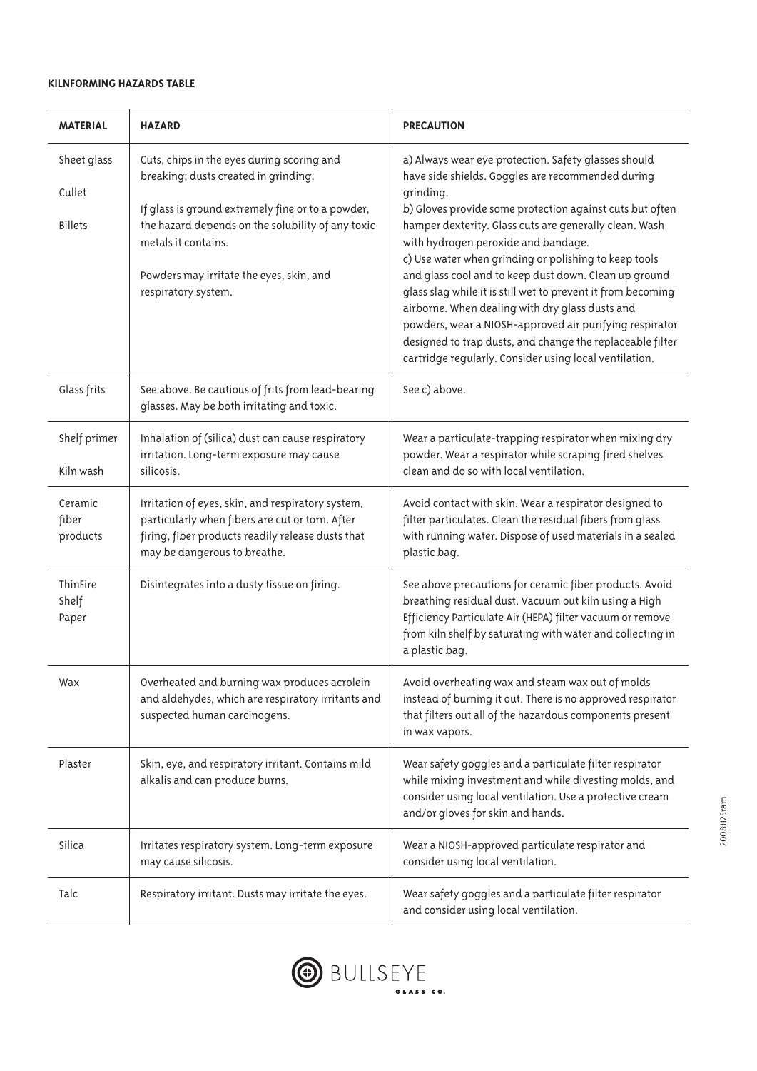**KILNFORMING HAZARDS TABLE**

| MATERIAL | HAZARD | PRECAUTION |
|---|---|---|
| Sheet glass<br><br>Cullet<br><br>Billets | Cuts, chips in the eyes during scoring and breaking; dusts created in grinding.<br><br>If glass is ground extremely fine or to a powder, the hazard depends on the solubility of any toxic metals it contains.<br><br>Powders may irritate the eyes, skin, and respiratory system. | a) Always wear eye protection. Safety glasses should have side shields. Goggles are recommended during grinding.<br>b) Gloves provide some protection against cuts but often hamper dexterity. Glass cuts are generally clean. Wash with hydrogen peroxide and bandage.<br>c) Use water when grinding or polishing to keep tools and glass cool and to keep dust down. Clean up ground glass slag while it is still wet to prevent it from becoming airborne. When dealing with dry glass dusts and powders, wear a NIOSH-approved air purifying respirator designed to trap dusts, and change the replaceable filter cartridge regularly. Consider using local ventilation. |
| Glass frits | See above. Be cautious of frits from lead-bearing glasses. May be both irritating and toxic. | See c) above. |
| Shelf primer<br><br>Kiln wash | Inhalation of (silica) dust can cause respiratory irritation. Long-term exposure may cause silicosis. | Wear a particulate-trapping respirator when mixing dry powder. Wear a respirator while scraping fired shelves clean and do so with local ventilation. |
| Ceramic fiber products | Irritation of eyes, skin, and respiratory system, particularly when fibers are cut or torn. After firing, fiber products readily release dusts that may be dangerous to breathe. | Avoid contact with skin. Wear a respirator designed to filter particulates. Clean the residual fibers from glass with running water. Dispose of used materials in a sealed plastic bag. |
| ThinFire Shelf Paper | Disintegrates into a dusty tissue on firing. | See above precautions for ceramic fiber products. Avoid breathing residual dust. Vacuum out kiln using a High Efficiency Particulate Air (HEPA) filter vacuum or remove from kiln shelf by saturating with water and collecting in a plastic bag. |
| Wax | Overheated and burning wax produces acrolein and aldehydes, which are respiratory irritants and suspected human carcinogens. | Avoid overheating wax and steam wax out of molds instead of burning it out. There is no approved respirator that filters out all of the hazardous components present in wax vapors. |
| Plaster | Skin, eye, and respiratory irritant. Contains mild alkalis and can produce burns. | Wear safety goggles and a particulate filter respirator while mixing investment and while divesting molds, and consider using local ventilation. Use a protective cream and/or gloves for skin and hands. |
| Silica | Irritates respiratory system. Long-term exposure may cause silicosis. | Wear a NIOSH-approved particulate respirator and consider using local ventilation. |
| Talc | Respiratory irritant. Dusts may irritate the eyes. | Wear safety goggles and a particulate filter respirator and consider using local ventilation. |

BULLSEYE GLASS CO.

20081125ram